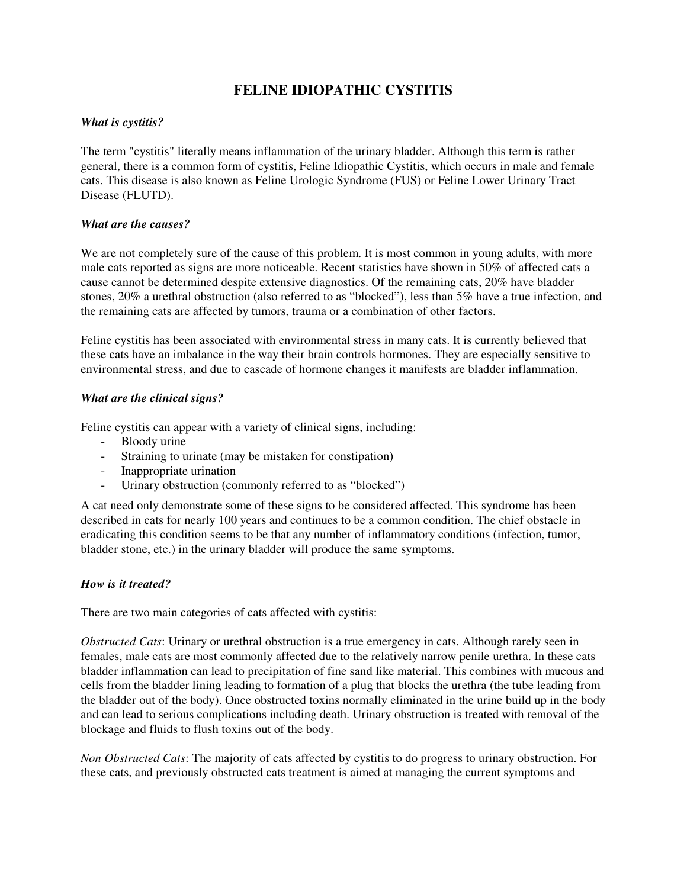# FELINE IDIOPATHIC CYSTITIS

***What is cystitis?***

The term "cystitis" literally means inflammation of the urinary bladder. Although this term is rather general, there is a common form of cystitis, Feline Idiopathic Cystitis, which occurs in male and female cats. This disease is also known as Feline Urologic Syndrome (FUS) or Feline Lower Urinary Tract Disease (FLUTD).

***What are the causes?***

We are not completely sure of the cause of this problem. It is most common in young adults, with more male cats reported as signs are more noticeable. Recent statistics have shown in 50% of affected cats a cause cannot be determined despite extensive diagnostics. Of the remaining cats, 20% have bladder stones, 20% a urethral obstruction (also referred to as "blocked"), less than 5% have a true infection, and the remaining cats are affected by tumors, trauma or a combination of other factors.

Feline cystitis has been associated with environmental stress in many cats. It is currently believed that these cats have an imbalance in the way their brain controls hormones. They are especially sensitive to environmental stress, and due to cascade of hormone changes it manifests are bladder inflammation.

***What are the clinical signs?***

Feline cystitis can appear with a variety of clinical signs, including:

- Bloody urine
- Straining to urinate (may be mistaken for constipation)
- Inappropriate urination
- Urinary obstruction (commonly referred to as "blocked")

A cat need only demonstrate some of these signs to be considered affected. This syndrome has been described in cats for nearly 100 years and continues to be a common condition. The chief obstacle in eradicating this condition seems to be that any number of inflammatory conditions (infection, tumor, bladder stone, etc.) in the urinary bladder will produce the same symptoms.

***How is it treated?***

There are two main categories of cats affected with cystitis:

*Obstructed Cats*: Urinary or urethral obstruction is a true emergency in cats. Although rarely seen in females, male cats are most commonly affected due to the relatively narrow penile urethra. In these cats bladder inflammation can lead to precipitation of fine sand like material. This combines with mucous and cells from the bladder lining leading to formation of a plug that blocks the urethra (the tube leading from the bladder out of the body). Once obstructed toxins normally eliminated in the urine build up in the body and can lead to serious complications including death. Urinary obstruction is treated with removal of the blockage and fluids to flush toxins out of the body.

*Non Obstructed Cats*: The majority of cats affected by cystitis to do progress to urinary obstruction. For these cats, and previously obstructed cats treatment is aimed at managing the current symptoms and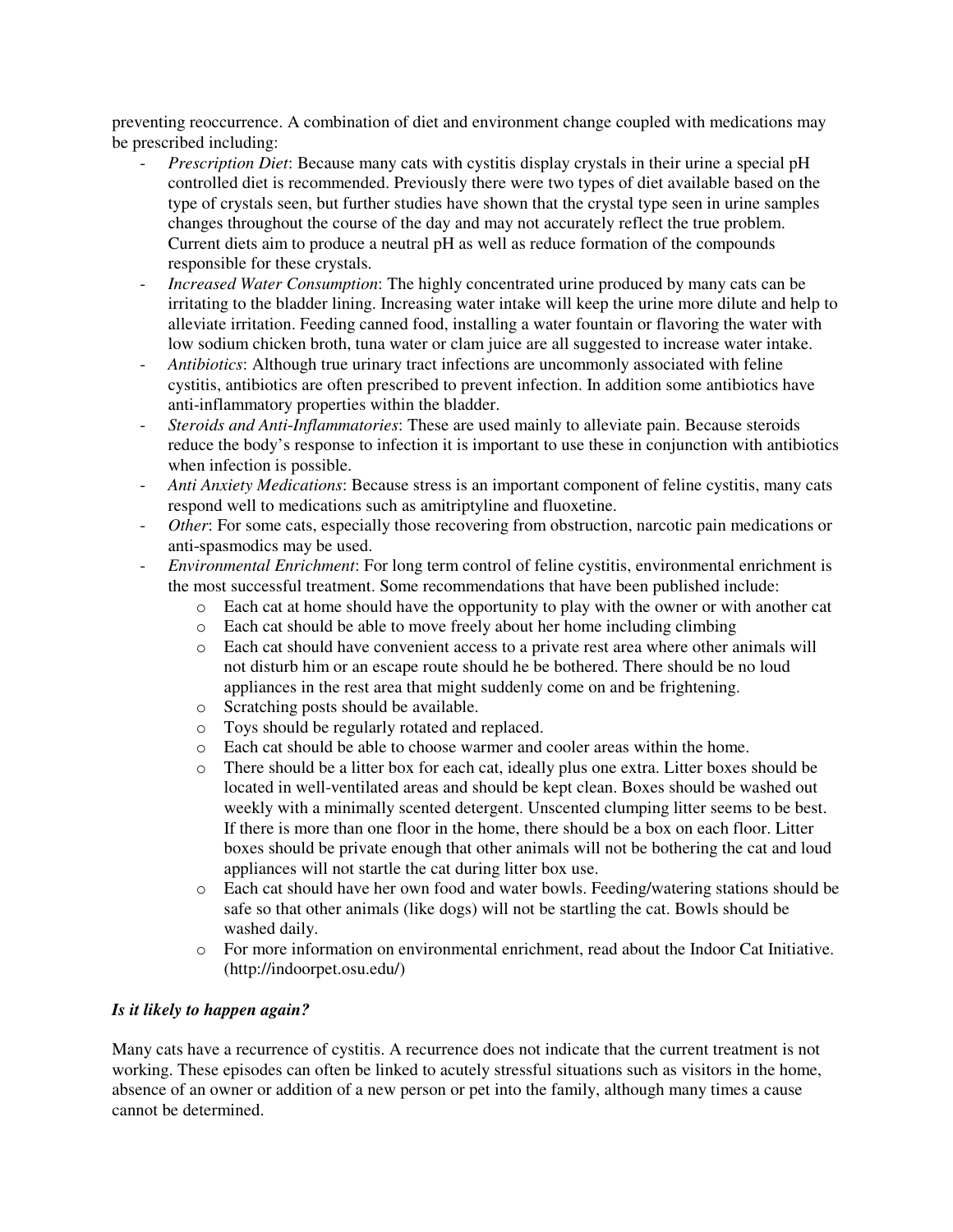preventing reoccurrence. A combination of diet and environment change coupled with medications may be prescribed including:

- *Prescription Diet*: Because many cats with cystitis display crystals in their urine a special pH controlled diet is recommended. Previously there were two types of diet available based on the type of crystals seen, but further studies have shown that the crystal type seen in urine samples changes throughout the course of the day and may not accurately reflect the true problem. Current diets aim to produce a neutral pH as well as reduce formation of the compounds responsible for these crystals.
- *Increased Water Consumption*: The highly concentrated urine produced by many cats can be irritating to the bladder lining. Increasing water intake will keep the urine more dilute and help to alleviate irritation. Feeding canned food, installing a water fountain or flavoring the water with low sodium chicken broth, tuna water or clam juice are all suggested to increase water intake.
- *Antibiotics*: Although true urinary tract infections are uncommonly associated with feline cystitis, antibiotics are often prescribed to prevent infection. In addition some antibiotics have anti-inflammatory properties within the bladder.
- *Steroids and Anti-Inflammatories*: These are used mainly to alleviate pain. Because steroids reduce the body's response to infection it is important to use these in conjunction with antibiotics when infection is possible.
- *Anti Anxiety Medications*: Because stress is an important component of feline cystitis, many cats respond well to medications such as amitriptyline and fluoxetine.
- *Other*: For some cats, especially those recovering from obstruction, narcotic pain medications or anti-spasmodics may be used.
- *Environmental Enrichment*: For long term control of feline cystitis, environmental enrichment is the most successful treatment. Some recommendations that have been published include:
  - Each cat at home should have the opportunity to play with the owner or with another cat
  - Each cat should be able to move freely about her home including climbing
  - Each cat should have convenient access to a private rest area where other animals will not disturb him or an escape route should he be bothered. There should be no loud appliances in the rest area that might suddenly come on and be frightening.
  - Scratching posts should be available.
  - Toys should be regularly rotated and replaced.
  - Each cat should be able to choose warmer and cooler areas within the home.
  - There should be a litter box for each cat, ideally plus one extra. Litter boxes should be located in well-ventilated areas and should be kept clean. Boxes should be washed out weekly with a minimally scented detergent. Unscented clumping litter seems to be best. If there is more than one floor in the home, there should be a box on each floor. Litter boxes should be private enough that other animals will not be bothering the cat and loud appliances will not startle the cat during litter box use.
  - Each cat should have her own food and water bowls. Feeding/watering stations should be safe so that other animals (like dogs) will not be startling the cat. Bowls should be washed daily.
  - For more information on environmental enrichment, read about the Indoor Cat Initiative. (http://indoorpet.osu.edu/)

***Is it likely to happen again?***

Many cats have a recurrence of cystitis. A recurrence does not indicate that the current treatment is not working. These episodes can often be linked to acutely stressful situations such as visitors in the home, absence of an owner or addition of a new person or pet into the family, although many times a cause cannot be determined.